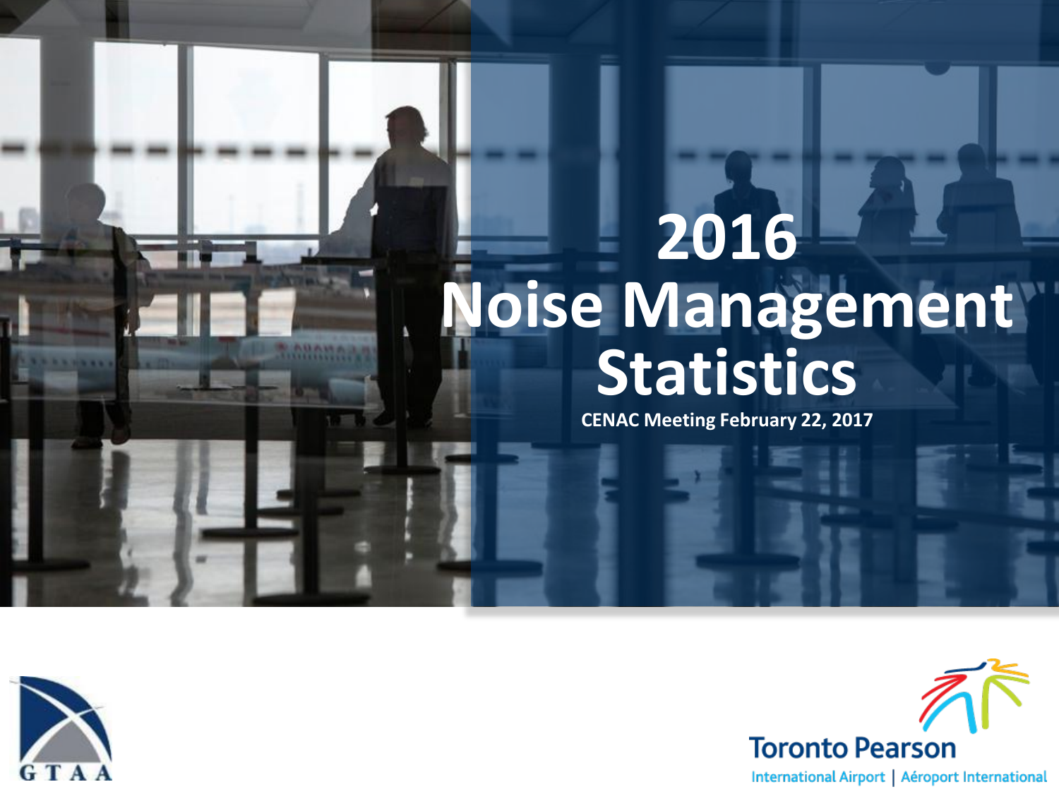# 2016 Noise Management Statistics

**CENAC Meeting February 22, 2017**

GTAA

Toronto Pearson

International Airport | Aéroport International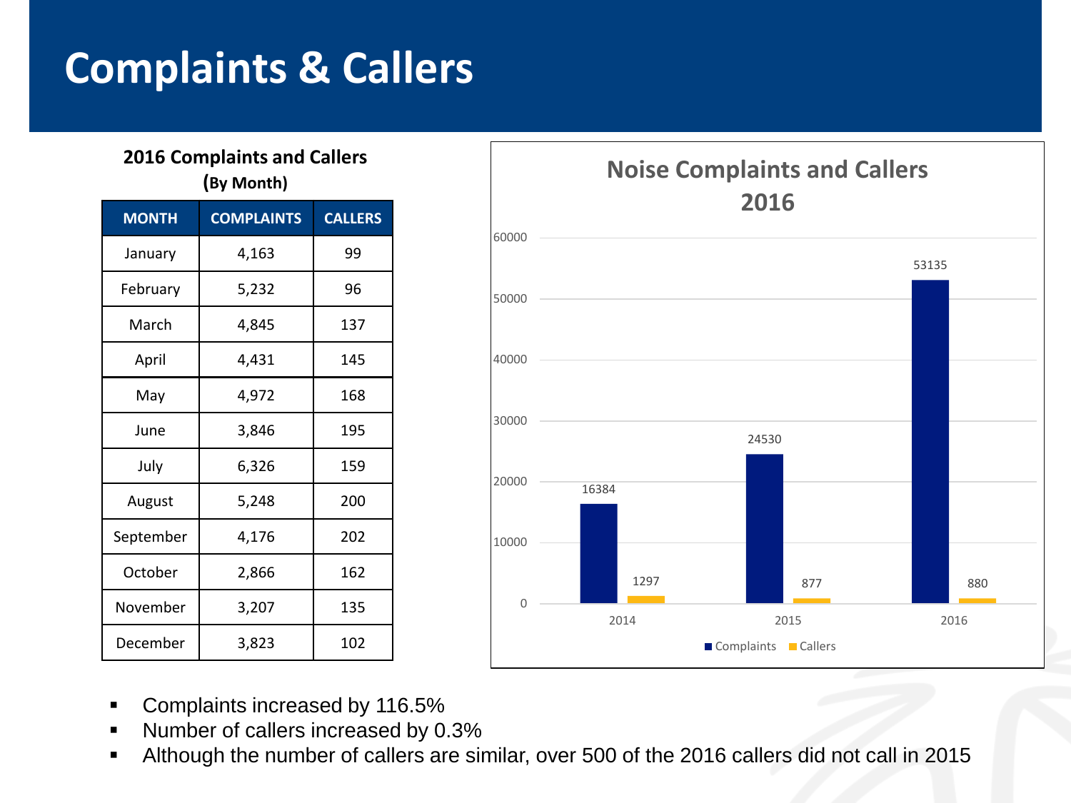# Complaints & Callers

**2016 Complaints and Callers**
**(By Month)**

| MONTH | COMPLAINTS | CALLERS |
|---|---|---|
| January | 4,163 | 99 |
| February | 5,232 | 96 |
| March | 4,845 | 137 |
| April | 4,431 | 145 |
| May | 4,972 | 168 |
| June | 3,846 | 195 |
| July | 6,326 | 159 |
| August | 5,248 | 200 |
| September | 4,176 | 202 |
| October | 2,866 | 162 |
| November | 3,207 | 135 |
| December | 3,823 | 102 |

**Noise Complaints and Callers 2016**

| Year | Complaints | Callers |
|---|---|---|
| 2014 | 16384 | 1297 |
| 2015 | 24530 | 877 |
| 2016 | 53135 | 880 |

- Complaints increased by 116.5%
- Number of callers increased by 0.3%
- Although the number of callers are similar, over 500 of the 2016 callers did not call in 2015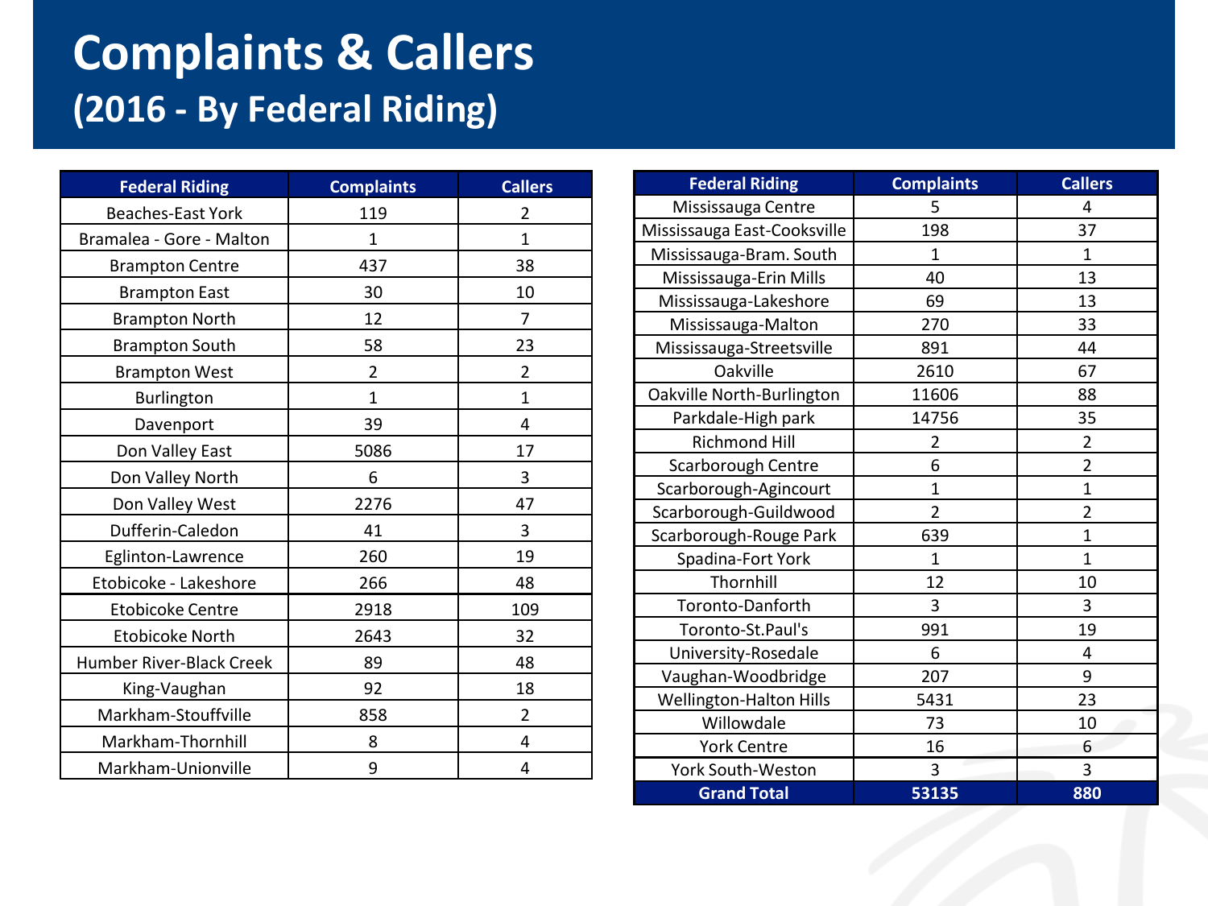# Complaints & Callers

## (2016 - By Federal Riding)

| Federal Riding | Complaints | Callers |
|---|---|---|
| Beaches-East York | 119 | 2 |
| Bramalea - Gore - Malton | 1 | 1 |
| Brampton Centre | 437 | 38 |
| Brampton East | 30 | 10 |
| Brampton North | 12 | 7 |
| Brampton South | 58 | 23 |
| Brampton West | 2 | 2 |
| Burlington | 1 | 1 |
| Davenport | 39 | 4 |
| Don Valley East | 5086 | 17 |
| Don Valley North | 6 | 3 |
| Don Valley West | 2276 | 47 |
| Dufferin-Caledon | 41 | 3 |
| Eglinton-Lawrence | 260 | 19 |
| Etobicoke - Lakeshore | 266 | 48 |
| Etobicoke Centre | 2918 | 109 |
| Etobicoke North | 2643 | 32 |
| Humber River-Black Creek | 89 | 48 |
| King-Vaughan | 92 | 18 |
| Markham-Stouffville | 858 | 2 |
| Markham-Thornhill | 8 | 4 |
| Markham-Unionville | 9 | 4 |

| Federal Riding | Complaints | Callers |
|---|---|---|
| Mississauga Centre | 5 | 4 |
| Mississauga East-Cooksville | 198 | 37 |
| Mississauga-Bram. South | 1 | 1 |
| Mississauga-Erin Mills | 40 | 13 |
| Mississauga-Lakeshore | 69 | 13 |
| Mississauga-Malton | 270 | 33 |
| Mississauga-Streetsville | 891 | 44 |
| Oakville | 2610 | 67 |
| Oakville North-Burlington | 11606 | 88 |
| Parkdale-High park | 14756 | 35 |
| Richmond Hill | 2 | 2 |
| Scarborough Centre | 6 | 2 |
| Scarborough-Agincourt | 1 | 1 |
| Scarborough-Guildwood | 2 | 2 |
| Scarborough-Rouge Park | 639 | 1 |
| Spadina-Fort York | 1 | 1 |
| Thornhill | 12 | 10 |
| Toronto-Danforth | 3 | 3 |
| Toronto-St.Paul's | 991 | 19 |
| University-Rosedale | 6 | 4 |
| Vaughan-Woodbridge | 207 | 9 |
| Wellington-Halton Hills | 5431 | 23 |
| Willowdale | 73 | 10 |
| York Centre | 16 | 6 |
| York South-Weston | 3 | 3 |
| **Grand Total** | **53135** | **880** |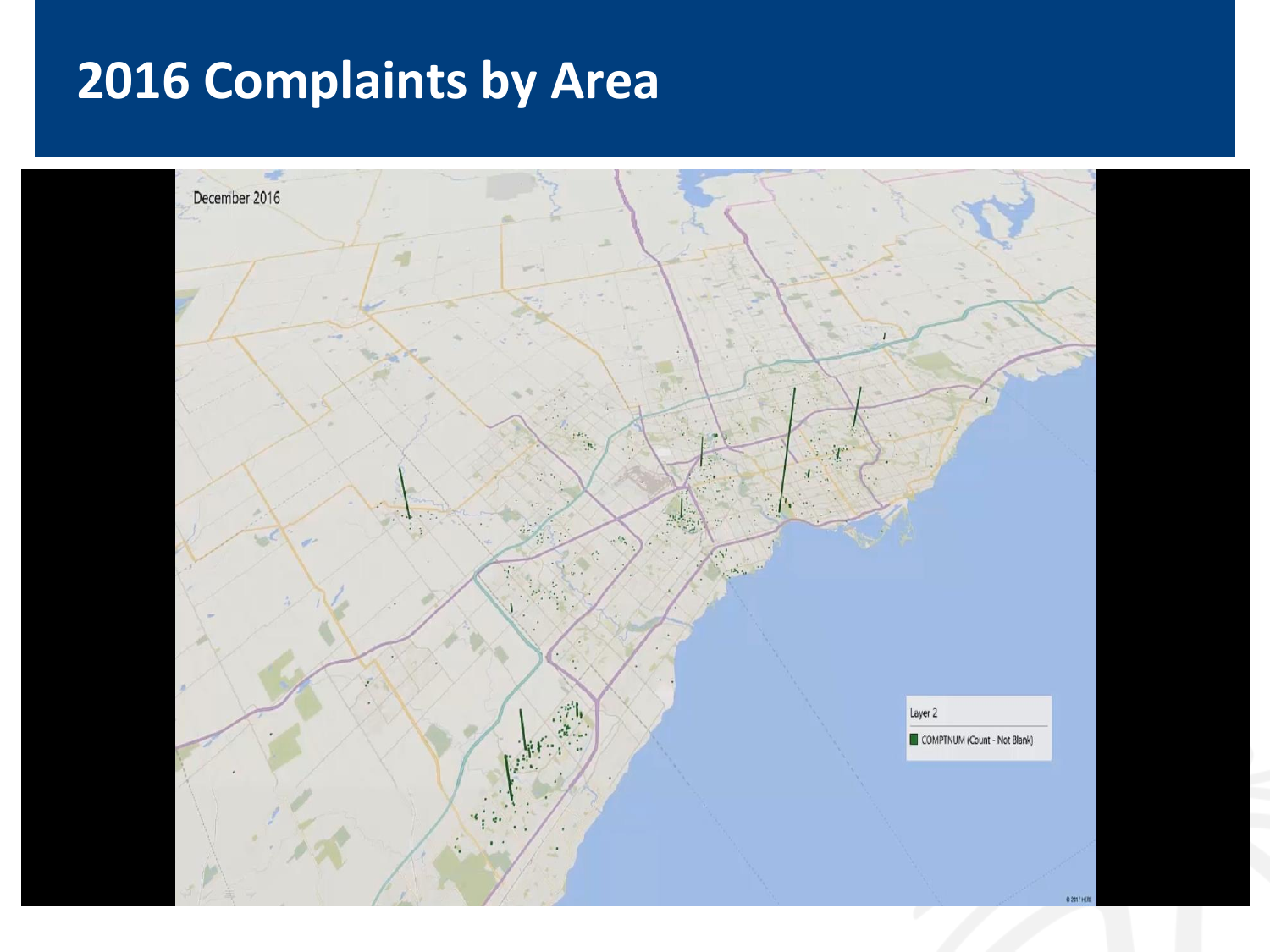# 2016 Complaints by Area

December 2016

Layer 2

COMPTNUM (Count - Not Blank)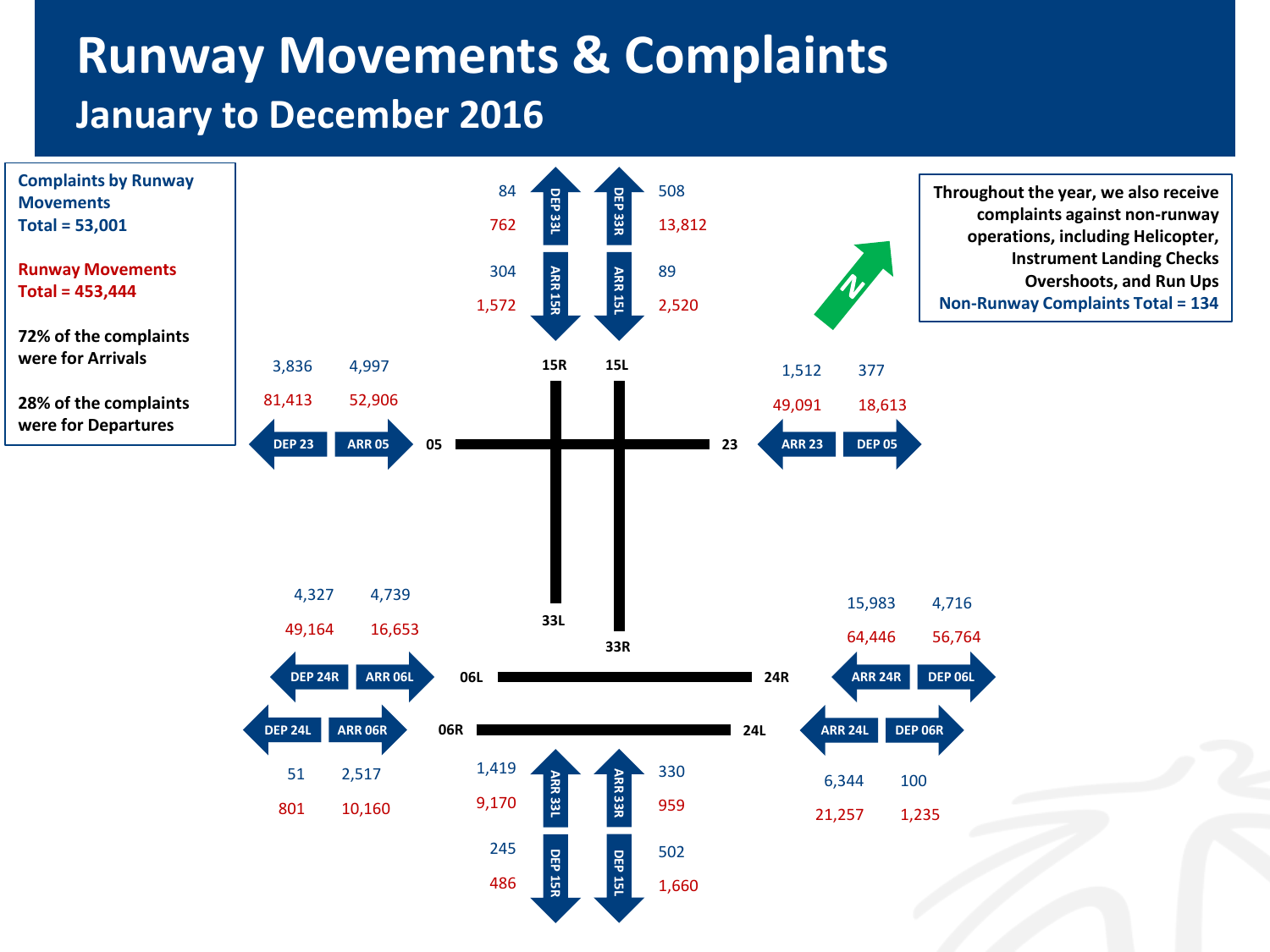# Runway Movements & Complaints

## January to December 2016

**Complaints by Runway Movements**
**Total = 53,001**

**Runway Movements**
**Total = 453,444**

**72% of the complaints were for Arrivals**

**28% of the complaints were for Departures**

**Throughout the year, we also receive complaints against non-runway operations, including Helicopter, Instrument Landing Checks Overshoots, and Run Ups**
**Non-Runway Complaints Total = 134**

| Runway Operation | Complaints | Runway Movements |
|---|---|---|
| DEP 33L | 84 | 762 |
| DEP 33R | 508 | 13,812 |
| ARR 15R | 304 | 1,572 |
| ARR 15L | 89 | 2,520 |
| DEP 23 | 3,836 | 81,413 |
| ARR 05 | 4,997 | 52,906 |
| ARR 23 | 1,512 | 49,091 |
| DEP 05 | 377 | 18,613 |
| DEP 24R | 4,327 | 49,164 |
| ARR 06L | 4,739 | 16,653 |
| ARR 24R | 15,983 | 64,446 |
| DEP 06L | 4,716 | 56,764 |
| DEP 24L | 51 | 801 |
| ARR 06R | 2,517 | 10,160 |
| ARR 24L | 6,344 | 21,257 |
| DEP 06R | 100 | 1,235 |
| ARR 33L | 1,419 | 9,170 |
| ARR 33R | 330 | 959 |
| DEP 15R | 245 | 486 |
| DEP 15L | 502 | 1,660 |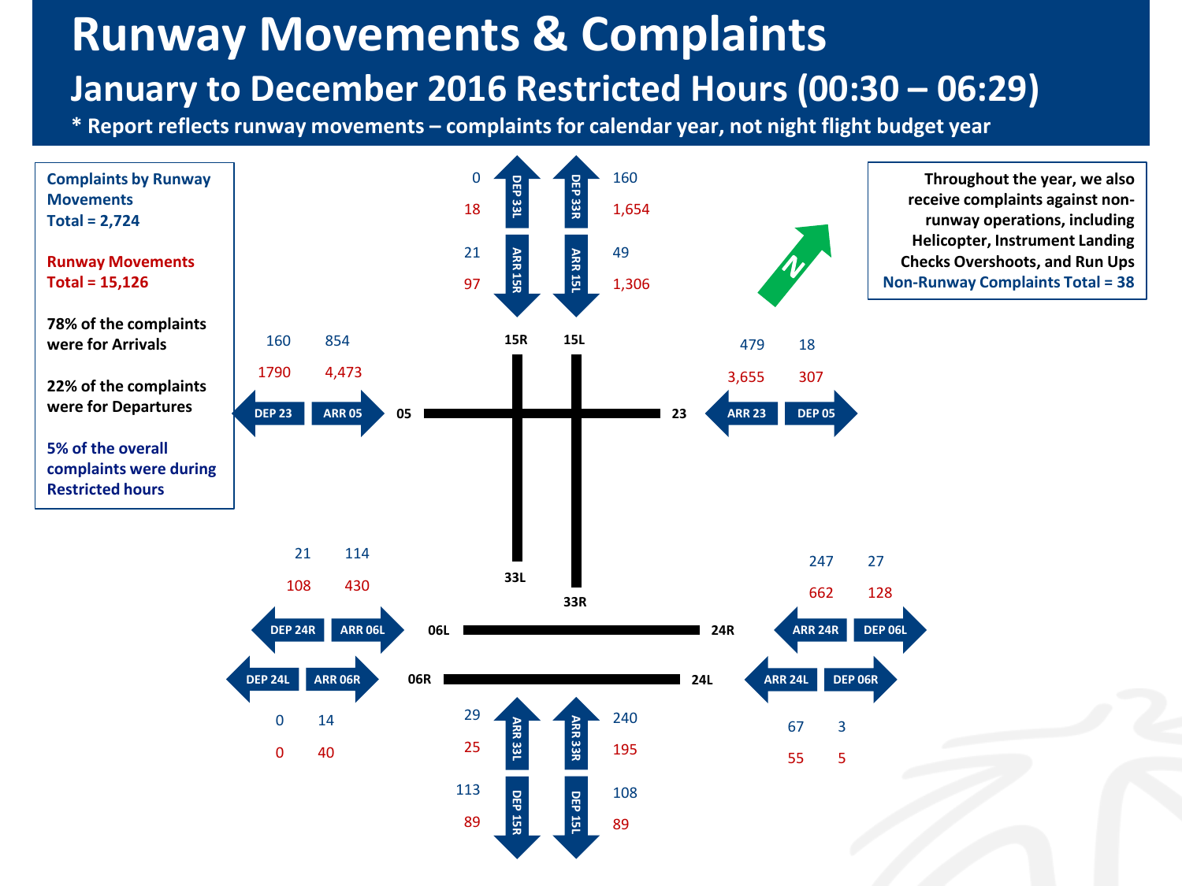# Runway Movements & Complaints

## January to December 2016 Restricted Hours (00:30 – 06:29)

**\* Report reflects runway movements – complaints for calendar year, not night flight budget year**

**Complaints by Runway Movements Total = 2,724**

**Runway Movements Total = 15,126**

**78% of the complaints were for Arrivals**

**22% of the complaints were for Departures**

**5% of the overall complaints were during Restricted hours**

**Throughout the year, we also receive complaints against non-runway operations, including Helicopter, Instrument Landing Checks Overshoots, and Run Ups**
**Non-Runway Complaints Total = 38**

| Operation | Complaints | Runway Movements |
| --- | --- | --- |
| DEP 33L | 0 | 18 |
| DEP 33R | 160 | 1,654 |
| ARR 15R | 21 | 97 |
| ARR 15L | 49 | 1,306 |
| DEP 23 | 160 | 1790 |
| ARR 05 | 854 | 4,473 |
| ARR 23 | 479 | 3,655 |
| DEP 05 | 18 | 307 |
| DEP 24R | 21 | 108 |
| ARR 06L | 114 | 430 |
| ARR 24R | 247 | 662 |
| DEP 06L | 27 | 128 |
| DEP 24L | 0 | 0 |
| ARR 06R | 14 | 40 |
| ARR 24L | 67 | 55 |
| DEP 06R | 3 | 5 |
| ARR 33L | 29 | 25 |
| ARR 33R | 240 | 195 |
| DEP 15R | 113 | 89 |
| DEP 15L | 108 | 89 |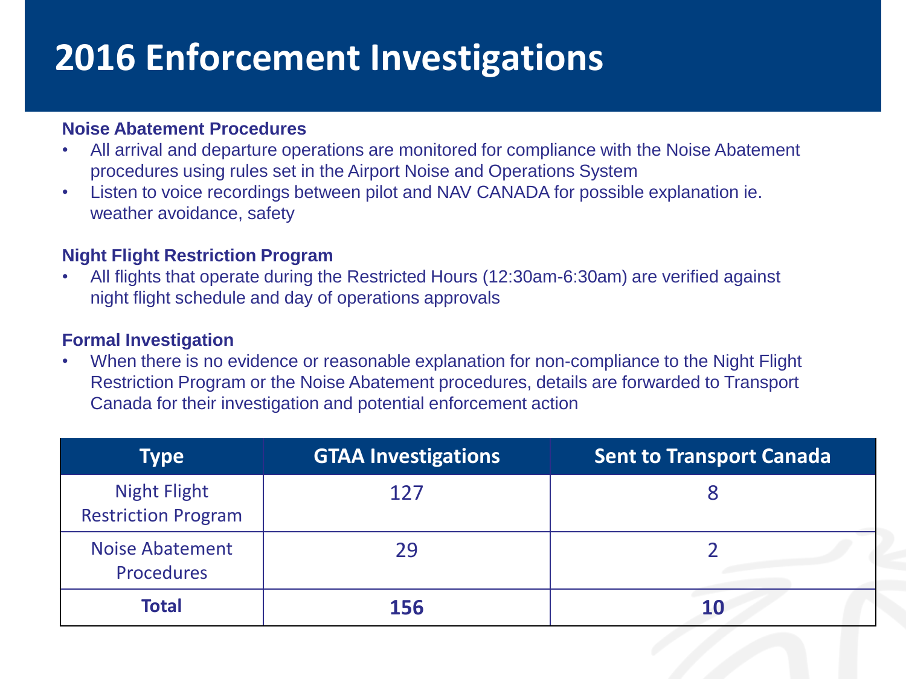# 2016 Enforcement Investigations

**Noise Abatement Procedures**

- All arrival and departure operations are monitored for compliance with the Noise Abatement procedures using rules set in the Airport Noise and Operations System
- Listen to voice recordings between pilot and NAV CANADA for possible explanation ie. weather avoidance, safety

**Night Flight Restriction Program**

- All flights that operate during the Restricted Hours (12:30am-6:30am) are verified against night flight schedule and day of operations approvals

**Formal Investigation**

- When there is no evidence or reasonable explanation for non-compliance to the Night Flight Restriction Program or the Noise Abatement procedures, details are forwarded to Transport Canada for their investigation and potential enforcement action

| Type | GTAA Investigations | Sent to Transport Canada |
|---|---|---|
| Night Flight Restriction Program | 127 | 8 |
| Noise Abatement Procedures | 29 | 2 |
| **Total** | **156** | **10** |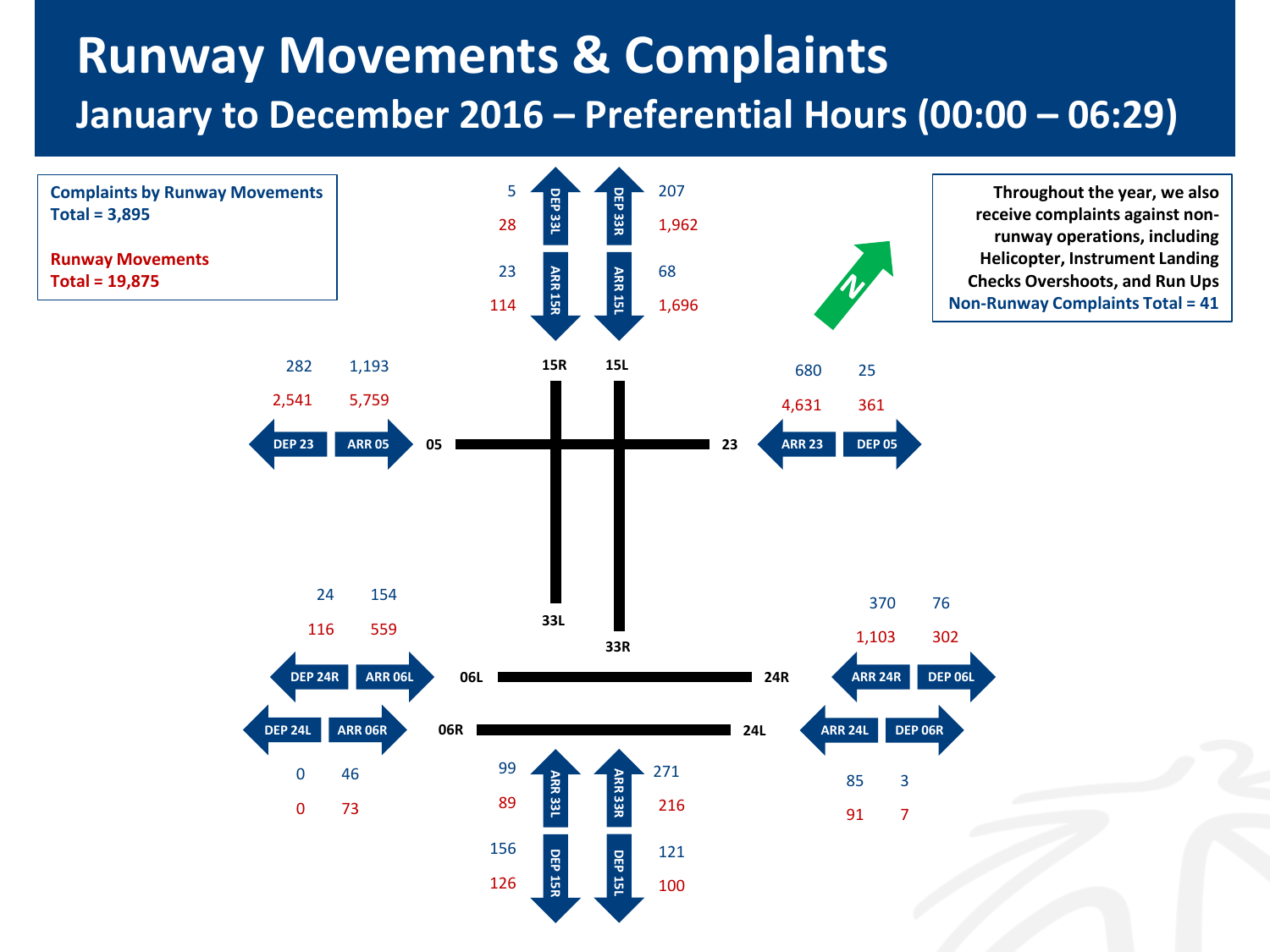# Runway Movements & Complaints

## January to December 2016 – Preferential Hours (00:00 – 06:29)

**Complaints by Runway Movements**
**Total = 3,895**

**Runway Movements**
**Total = 19,875**

**Throughout the year, we also receive complaints against non-runway operations, including Helicopter, Instrument Landing Checks Overshoots, and Run Ups**
**Non-Runway Complaints Total = 41**

| Operation | Complaints | Runway Movements |
|---|---|---|
| DEP 33L | 5 | 28 |
| DEP 33R | 207 | 1,962 |
| ARR 15R | 23 | 114 |
| ARR 15L | 68 | 1,696 |
| DEP 23 | 282 | 2,541 |
| ARR 05 | 1,193 | 5,759 |
| ARR 23 | 680 | 4,631 |
| DEP 05 | 25 | 361 |
| DEP 24R | 24 | 116 |
| ARR 06L | 154 | 559 |
| DEP 24L | 0 | 0 |
| ARR 06R | 46 | 73 |
| ARR 24R | 370 | 1,103 |
| DEP 06L | 76 | 302 |
| ARR 24L | 85 | 91 |
| DEP 06R | 3 | 7 |
| ARR 33L | 99 | 89 |
| ARR 33R | 271 | 216 |
| DEP 15R | 156 | 126 |
| DEP 15L | 121 | 100 |

Runways: 05 / 23, 15R / 33L, 15L / 33R, 06L / 24R, 06R / 24L

N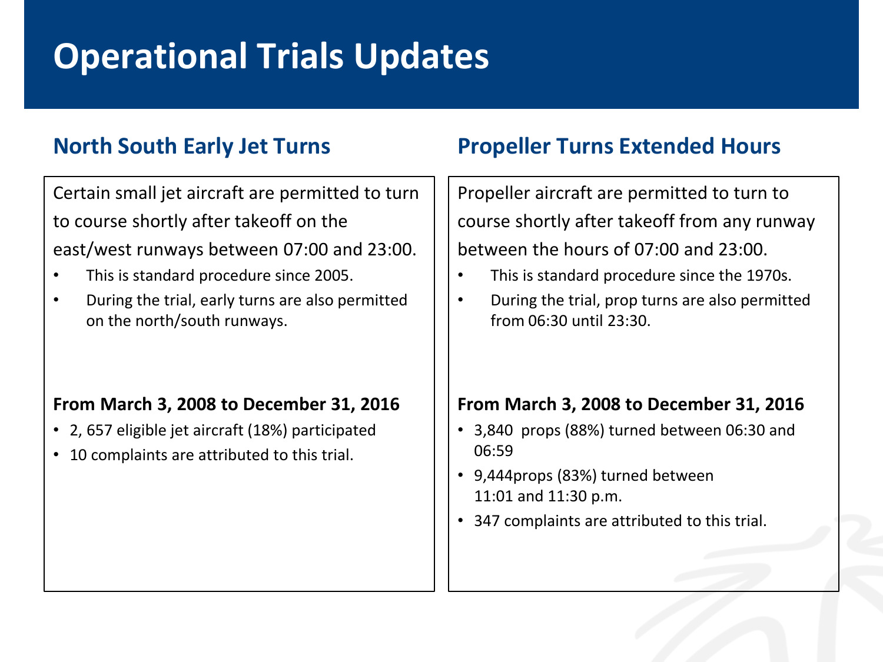# Operational Trials Updates

## North South Early Jet Turns

Certain small jet aircraft are permitted to turn to course shortly after takeoff on the east/west runways between 07:00 and 23:00.

- This is standard procedure since 2005.
- During the trial, early turns are also permitted on the north/south runways.

**From March 3, 2008 to December 31, 2016**

- 2, 657 eligible jet aircraft (18%) participated
- 10 complaints are attributed to this trial.

## Propeller Turns Extended Hours

Propeller aircraft are permitted to turn to course shortly after takeoff from any runway between the hours of 07:00 and 23:00.

- This is standard procedure since the 1970s.
- During the trial, prop turns are also permitted from 06:30 until 23:30.

**From March 3, 2008 to December 31, 2016**

- 3,840 props (88%) turned between 06:30 and 06:59
- 9,444props (83%) turned between 11:01 and 11:30 p.m.
- 347 complaints are attributed to this trial.